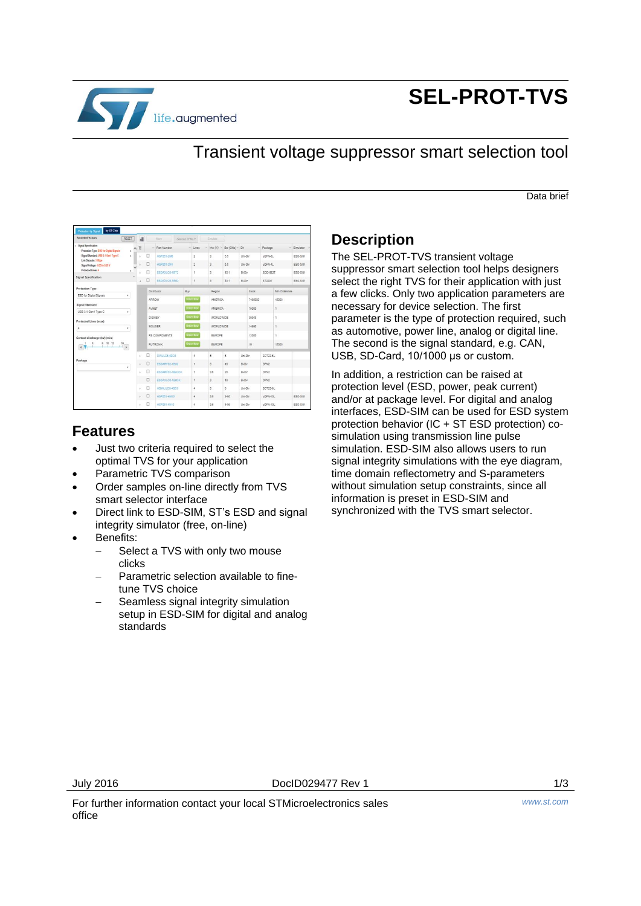# SEL-PROT-TVS

## Transient voltage suppressor smart selection tool

Data brief

## Features

- Just two criteria required to select the optimal TVS for your application
- Parametric TVS comparison
- Order samples on-line directly from TVS smart selector interface
- Direct link to ESD-SIM, ST's ESD and signal integrity simulator (free, on-line)
- Benefits:
  - Select a TVS with only two mouse clicks
  - Parametric selection available to fine-tune TVS choice
  - Seamless signal integrity simulation setup in ESD-SIM for digital and analog standards

## Description

The SEL-PROT-TVS transient voltage suppressor smart selection tool helps designers select the right TVS for their application with just a few clicks. Only two application parameters are necessary for device selection. The first parameter is the type of protection required, such as automotive, power line, analog or digital line. The second is the signal standard, e.g. CAN, USB, SD-Card, 10/1000 µs or custom.

In addition, a restriction can be raised at protection level (ESD, power, peak current) and/or at package level. For digital and analog interfaces, ESD-SIM can be used for ESD system protection behavior (IC + ST ESD protection) co-simulation using transmission line pulse simulation. ESD-SIM also allows users to run signal integrity simulations with the eye diagram, time domain reflectometry and S-parameters without simulation setup constraints, since all information is preset in ESD-SIM and synchronized with the TVS smart selector.

July 2016 DocID029477 Rev 1

For further information contact your local STMicroelectronics sales office www.st.com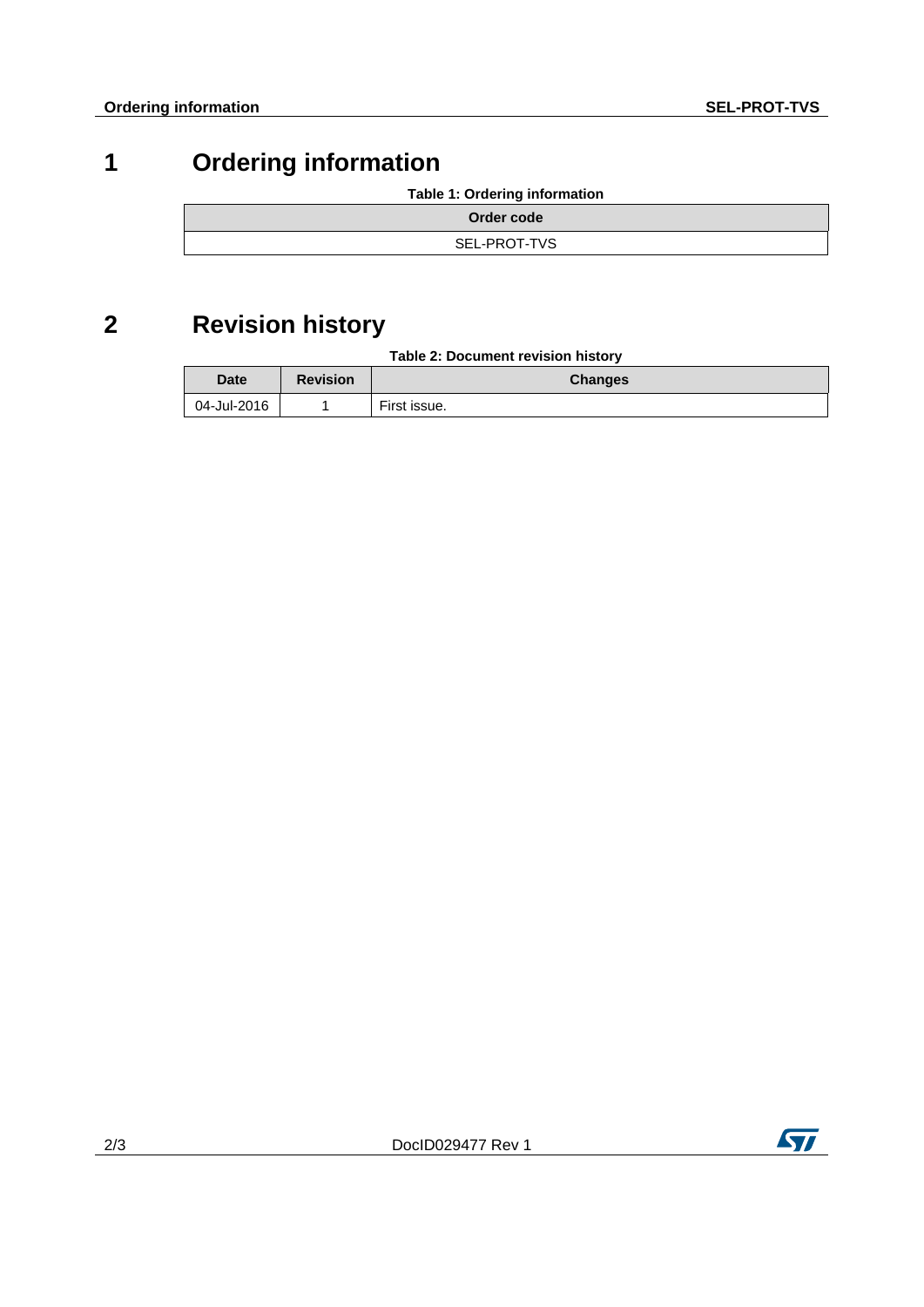# 1 Ordering information

**Table 1: Ordering information**

| Order code |
| --- |
| SEL-PROT-TVS |

# 2 Revision history

**Table 2: Document revision history**

| Date | Revision | Changes |
| --- | --- | --- |
| 04-Jul-2016 | 1 | First issue. |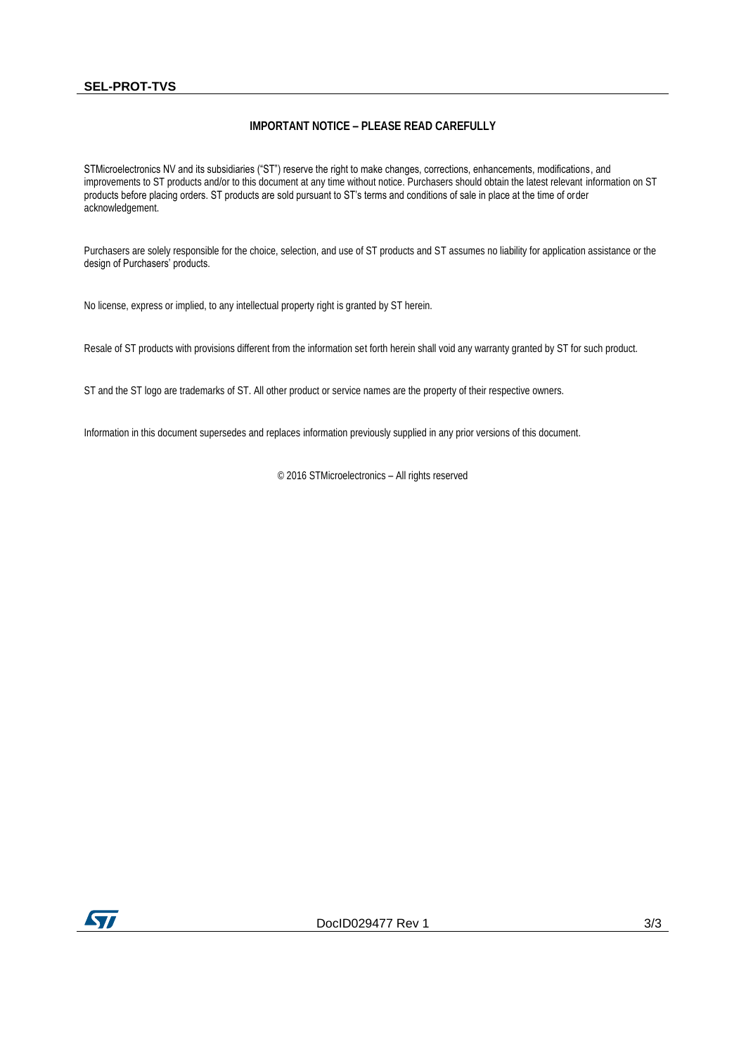**IMPORTANT NOTICE – PLEASE READ CAREFULLY**

STMicroelectronics NV and its subsidiaries ("ST") reserve the right to make changes, corrections, enhancements, modifications, and improvements to ST products and/or to this document at any time without notice. Purchasers should obtain the latest relevant information on ST products before placing orders. ST products are sold pursuant to ST's terms and conditions of sale in place at the time of order acknowledgement.

Purchasers are solely responsible for the choice, selection, and use of ST products and ST assumes no liability for application assistance or the design of Purchasers' products.

No license, express or implied, to any intellectual property right is granted by ST herein.

Resale of ST products with provisions different from the information set forth herein shall void any warranty granted by ST for such product.

ST and the ST logo are trademarks of ST. All other product or service names are the property of their respective owners.

Information in this document supersedes and replaces information previously supplied in any prior versions of this document.

© 2016 STMicroelectronics – All rights reserved